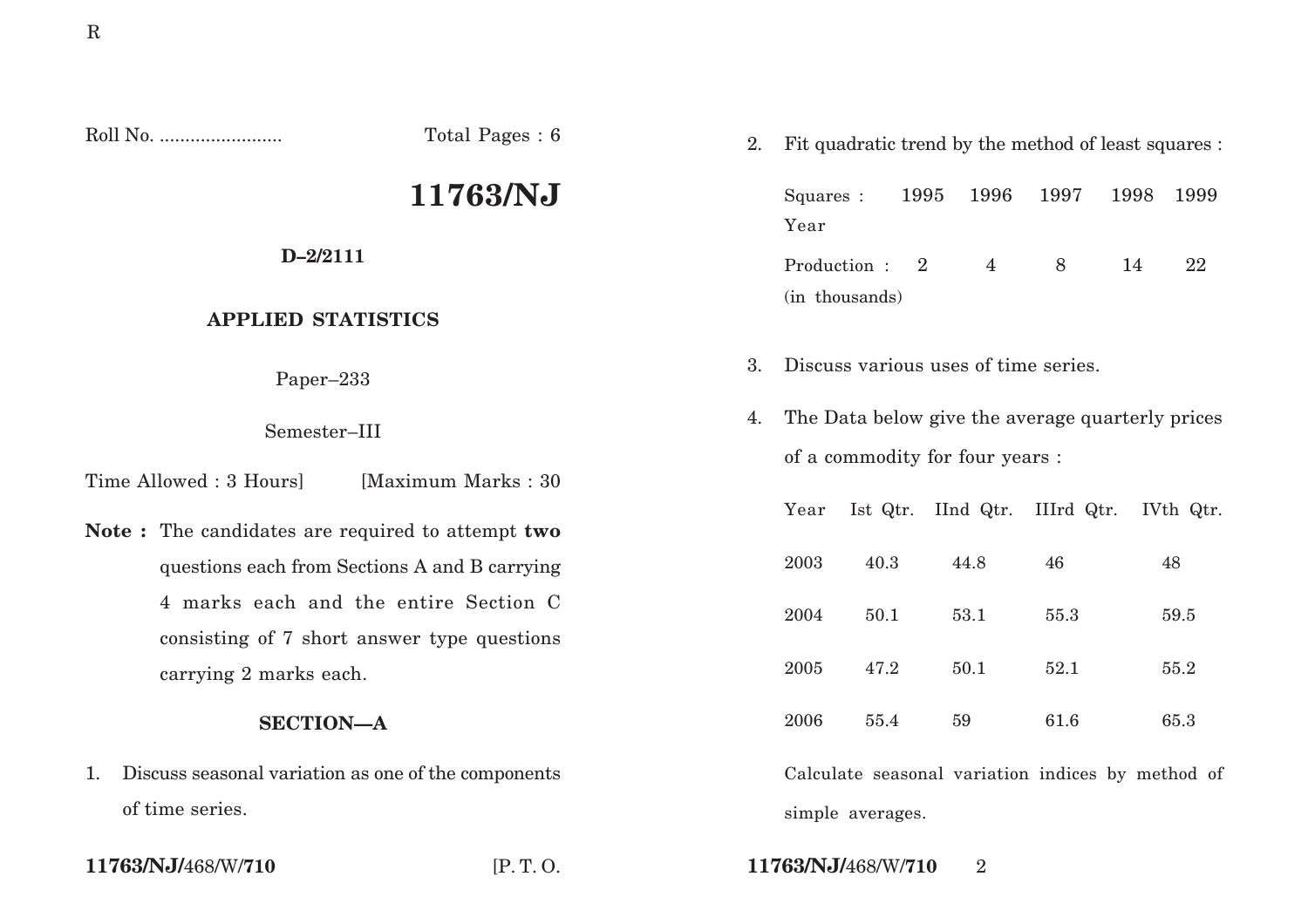Roll No. ........................ Total Pages : 6

# 11763/NJ

**D–2/2111**

## APPLIED STATISTICS

Paper–233

Semester–III

Time Allowed : 3 Hours] [Maximum Marks : 30

**Note :** The candidates are required to attempt **two** questions each from Sections A and B carrying 4 marks each and the entire Section C consisting of 7 short answer type questions carrying 2 marks each.

### SECTION—A

1. Discuss seasonal variation as one of the components of time series.

2. Fit quadratic trend by the method of least squares :

| Squares : Year | 1995 | 1996 | 1997 | 1998 | 1999 |
|---|---|---|---|---|---|
| Production : (in thousands) | 2 | 4 | 8 | 14 | 22 |

3. Discuss various uses of time series.

4. The Data below give the average quarterly prices of a commodity for four years :

| Year | Ist Qtr. | IInd Qtr. | IIIrd Qtr. | IVth Qtr. |
|---|---|---|---|---|
| 2003 | 40.3 | 44.8 | 46 | 48 |
| 2004 | 50.1 | 53.1 | 55.3 | 59.5 |
| 2005 | 47.2 | 50.1 | 52.1 | 55.2 |
| 2006 | 55.4 | 59 | 61.6 | 65.3 |

Calculate seasonal variation indices by method of simple averages.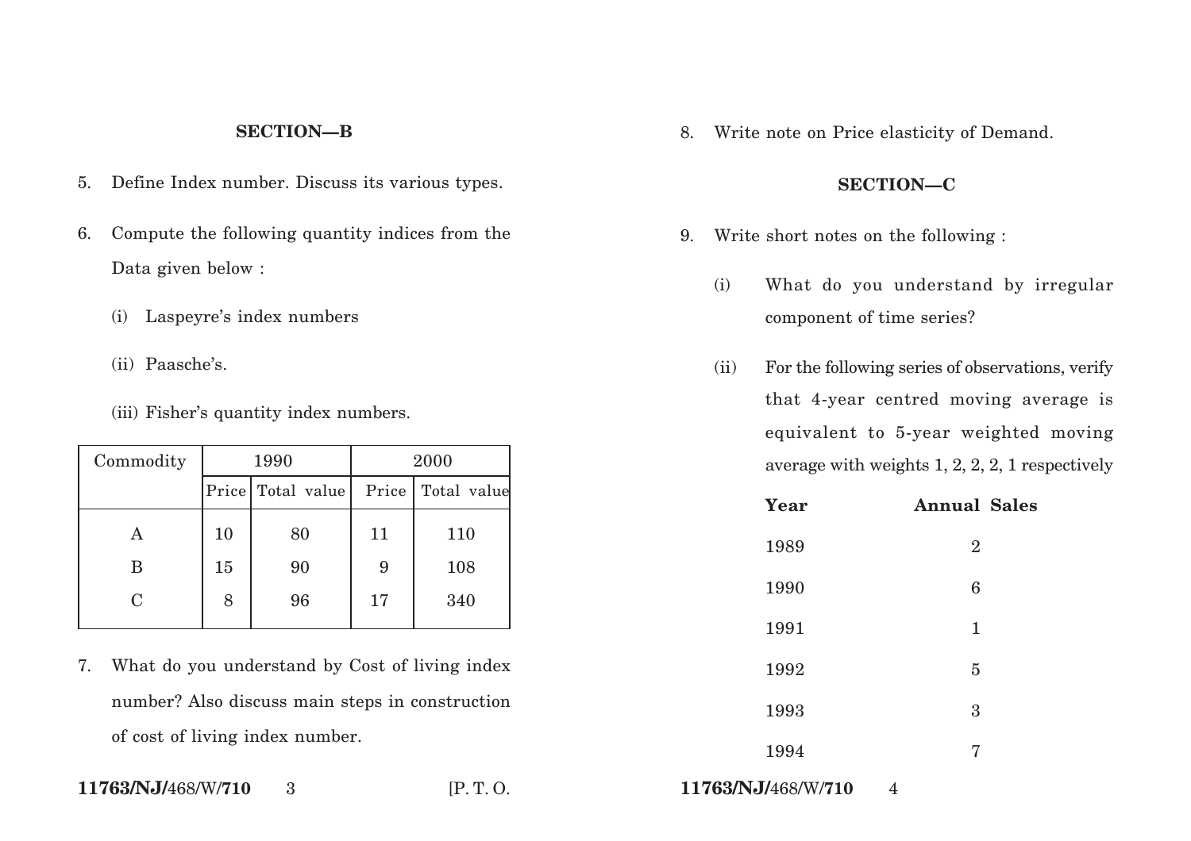## SECTION—B

5. Define Index number. Discuss its various types.

6. Compute the following quantity indices from the Data given below :

   (i) Laspeyre's index numbers

   (ii) Paasche's.

   (iii) Fisher's quantity index numbers.

| Commodity | 1990 | | 2000 | |
|---|---|---|---|---|
| | Price | Total value | Price | Total value |
| A | 10 | 80 | 11 | 110 |
| B | 15 | 90 | 9 | 108 |
| C | 8 | 96 | 17 | 340 |

7. What do you understand by Cost of living index number? Also discuss main steps in construction of cost of living index number.

8. Write note on Price elasticity of Demand.

## SECTION—C

9. Write short notes on the following :

   (i) What do you understand by irregular component of time series?

   (ii) For the following series of observations, verify that 4-year centred moving average is equivalent to 5-year weighted moving average with weights 1, 2, 2, 2, 1 respectively

| **Year** | **Annual Sales** |
|---|---|
| 1989 | 2 |
| 1990 | 6 |
| 1991 | 1 |
| 1992 | 5 |
| 1993 | 3 |
| 1994 | 7 |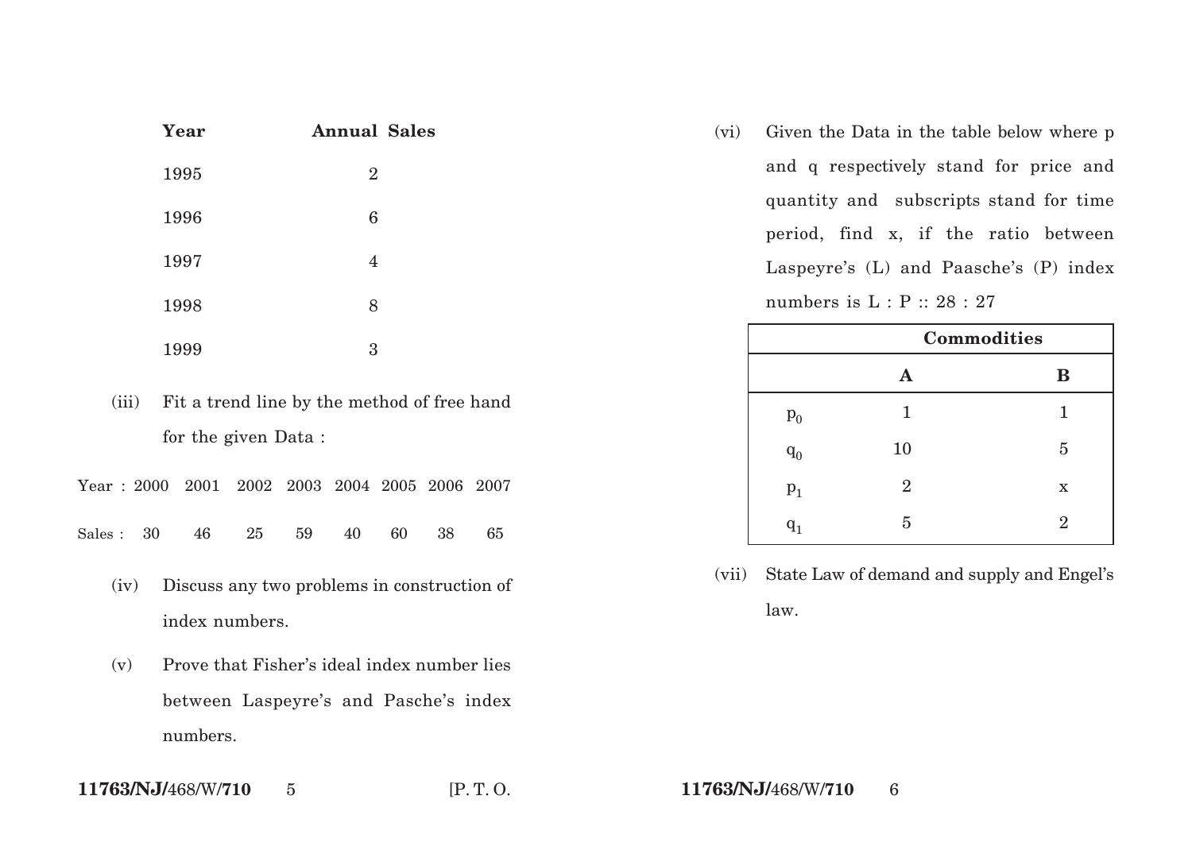| Year | Annual Sales |
|---|---|
| 1995 | 2 |
| 1996 | 6 |
| 1997 | 4 |
| 1998 | 8 |
| 1999 | 3 |

(iii) Fit a trend line by the method of free hand for the given Data :

| Year : | 2000 | 2001 | 2002 | 2003 | 2004 | 2005 | 2006 | 2007 |
|---|---|---|---|---|---|---|---|---|
| Sales : | 30 | 46 | 25 | 59 | 40 | 60 | 38 | 65 |

(iv) Discuss any two problems in construction of index numbers.

(v) Prove that Fisher's ideal index number lies between Laspeyre's and Pasche's index numbers.

(vi) Given the Data in the table below where p and q respectively stand for price and quantity and subscripts stand for time period, find x, if the ratio between Laspeyre's (L) and Paasche's (P) index numbers is L : P :: 28 : 27

| | Commodities | |
|---|---|---|
| | **A** | **B** |
| $p_0$ | 1 | 1 |
| $q_0$ | 10 | 5 |
| $p_1$ | 2 | x |
| $q_1$ | 5 | 2 |

(vii) State Law of demand and supply and Engel's law.